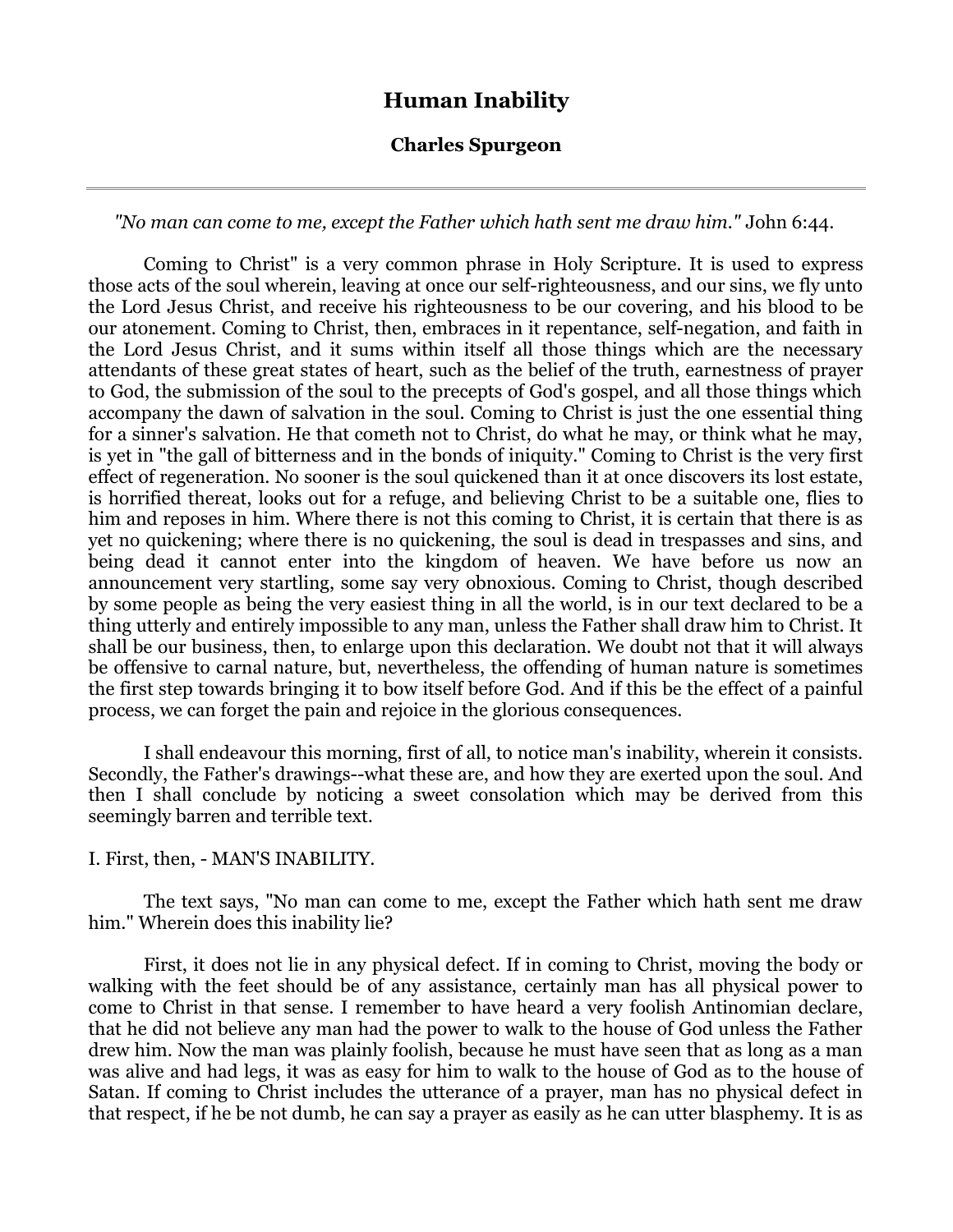# Human Inability

### Charles Spurgeon

---

*"No man can come to me, except the Father which hath sent me draw him."* John 6:44.

Coming to Christ" is a very common phrase in Holy Scripture. It is used to express those acts of the soul wherein, leaving at once our self-righteousness, and our sins, we fly unto the Lord Jesus Christ, and receive his righteousness to be our covering, and his blood to be our atonement. Coming to Christ, then, embraces in it repentance, self-negation, and faith in the Lord Jesus Christ, and it sums within itself all those things which are the necessary attendants of these great states of heart, such as the belief of the truth, earnestness of prayer to God, the submission of the soul to the precepts of God's gospel, and all those things which accompany the dawn of salvation in the soul. Coming to Christ is just the one essential thing for a sinner's salvation. He that cometh not to Christ, do what he may, or think what he may, is yet in "the gall of bitterness and in the bonds of iniquity." Coming to Christ is the very first effect of regeneration. No sooner is the soul quickened than it at once discovers its lost estate, is horrified thereat, looks out for a refuge, and believing Christ to be a suitable one, flies to him and reposes in him. Where there is not this coming to Christ, it is certain that there is as yet no quickening; where there is no quickening, the soul is dead in trespasses and sins, and being dead it cannot enter into the kingdom of heaven. We have before us now an announcement very startling, some say very obnoxious. Coming to Christ, though described by some people as being the very easiest thing in all the world, is in our text declared to be a thing utterly and entirely impossible to any man, unless the Father shall draw him to Christ. It shall be our business, then, to enlarge upon this declaration. We doubt not that it will always be offensive to carnal nature, but, nevertheless, the offending of human nature is sometimes the first step towards bringing it to bow itself before God. And if this be the effect of a painful process, we can forget the pain and rejoice in the glorious consequences.

I shall endeavour this morning, first of all, to notice man's inability, wherein it consists. Secondly, the Father's drawings--what these are, and how they are exerted upon the soul. And then I shall conclude by noticing a sweet consolation which may be derived from this seemingly barren and terrible text.

I. First, then, - MAN'S INABILITY.

The text says, "No man can come to me, except the Father which hath sent me draw him." Wherein does this inability lie?

First, it does not lie in any physical defect. If in coming to Christ, moving the body or walking with the feet should be of any assistance, certainly man has all physical power to come to Christ in that sense. I remember to have heard a very foolish Antinomian declare, that he did not believe any man had the power to walk to the house of God unless the Father drew him. Now the man was plainly foolish, because he must have seen that as long as a man was alive and had legs, it was as easy for him to walk to the house of God as to the house of Satan. If coming to Christ includes the utterance of a prayer, man has no physical defect in that respect, if he be not dumb, he can say a prayer as easily as he can utter blasphemy. It is as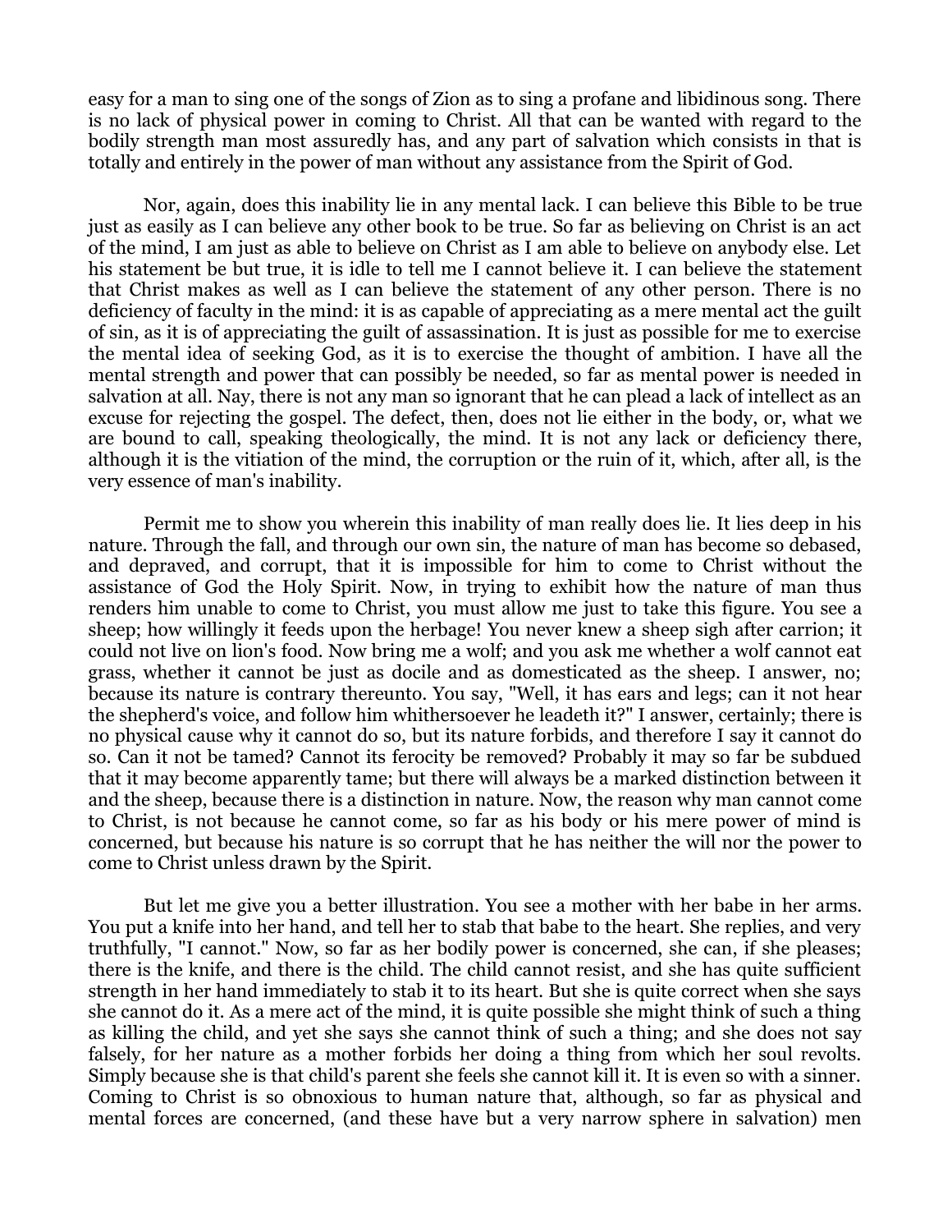easy for a man to sing one of the songs of Zion as to sing a profane and libidinous song. There is no lack of physical power in coming to Christ. All that can be wanted with regard to the bodily strength man most assuredly has, and any part of salvation which consists in that is totally and entirely in the power of man without any assistance from the Spirit of God.

Nor, again, does this inability lie in any mental lack. I can believe this Bible to be true just as easily as I can believe any other book to be true. So far as believing on Christ is an act of the mind, I am just as able to believe on Christ as I am able to believe on anybody else. Let his statement be but true, it is idle to tell me I cannot believe it. I can believe the statement that Christ makes as well as I can believe the statement of any other person. There is no deficiency of faculty in the mind: it is as capable of appreciating as a mere mental act the guilt of sin, as it is of appreciating the guilt of assassination. It is just as possible for me to exercise the mental idea of seeking God, as it is to exercise the thought of ambition. I have all the mental strength and power that can possibly be needed, so far as mental power is needed in salvation at all. Nay, there is not any man so ignorant that he can plead a lack of intellect as an excuse for rejecting the gospel. The defect, then, does not lie either in the body, or, what we are bound to call, speaking theologically, the mind. It is not any lack or deficiency there, although it is the vitiation of the mind, the corruption or the ruin of it, which, after all, is the very essence of man's inability.

Permit me to show you wherein this inability of man really does lie. It lies deep in his nature. Through the fall, and through our own sin, the nature of man has become so debased, and depraved, and corrupt, that it is impossible for him to come to Christ without the assistance of God the Holy Spirit. Now, in trying to exhibit how the nature of man thus renders him unable to come to Christ, you must allow me just to take this figure. You see a sheep; how willingly it feeds upon the herbage! You never knew a sheep sigh after carrion; it could not live on lion's food. Now bring me a wolf; and you ask me whether a wolf cannot eat grass, whether it cannot be just as docile and as domesticated as the sheep. I answer, no; because its nature is contrary thereunto. You say, "Well, it has ears and legs; can it not hear the shepherd's voice, and follow him whithersoever he leadeth it?" I answer, certainly; there is no physical cause why it cannot do so, but its nature forbids, and therefore I say it cannot do so. Can it not be tamed? Cannot its ferocity be removed? Probably it may so far be subdued that it may become apparently tame; but there will always be a marked distinction between it and the sheep, because there is a distinction in nature. Now, the reason why man cannot come to Christ, is not because he cannot come, so far as his body or his mere power of mind is concerned, but because his nature is so corrupt that he has neither the will nor the power to come to Christ unless drawn by the Spirit.

But let me give you a better illustration. You see a mother with her babe in her arms. You put a knife into her hand, and tell her to stab that babe to the heart. She replies, and very truthfully, "I cannot." Now, so far as her bodily power is concerned, she can, if she pleases; there is the knife, and there is the child. The child cannot resist, and she has quite sufficient strength in her hand immediately to stab it to its heart. But she is quite correct when she says she cannot do it. As a mere act of the mind, it is quite possible she might think of such a thing as killing the child, and yet she says she cannot think of such a thing; and she does not say falsely, for her nature as a mother forbids her doing a thing from which her soul revolts. Simply because she is that child's parent she feels she cannot kill it. It is even so with a sinner. Coming to Christ is so obnoxious to human nature that, although, so far as physical and mental forces are concerned, (and these have but a very narrow sphere in salvation) men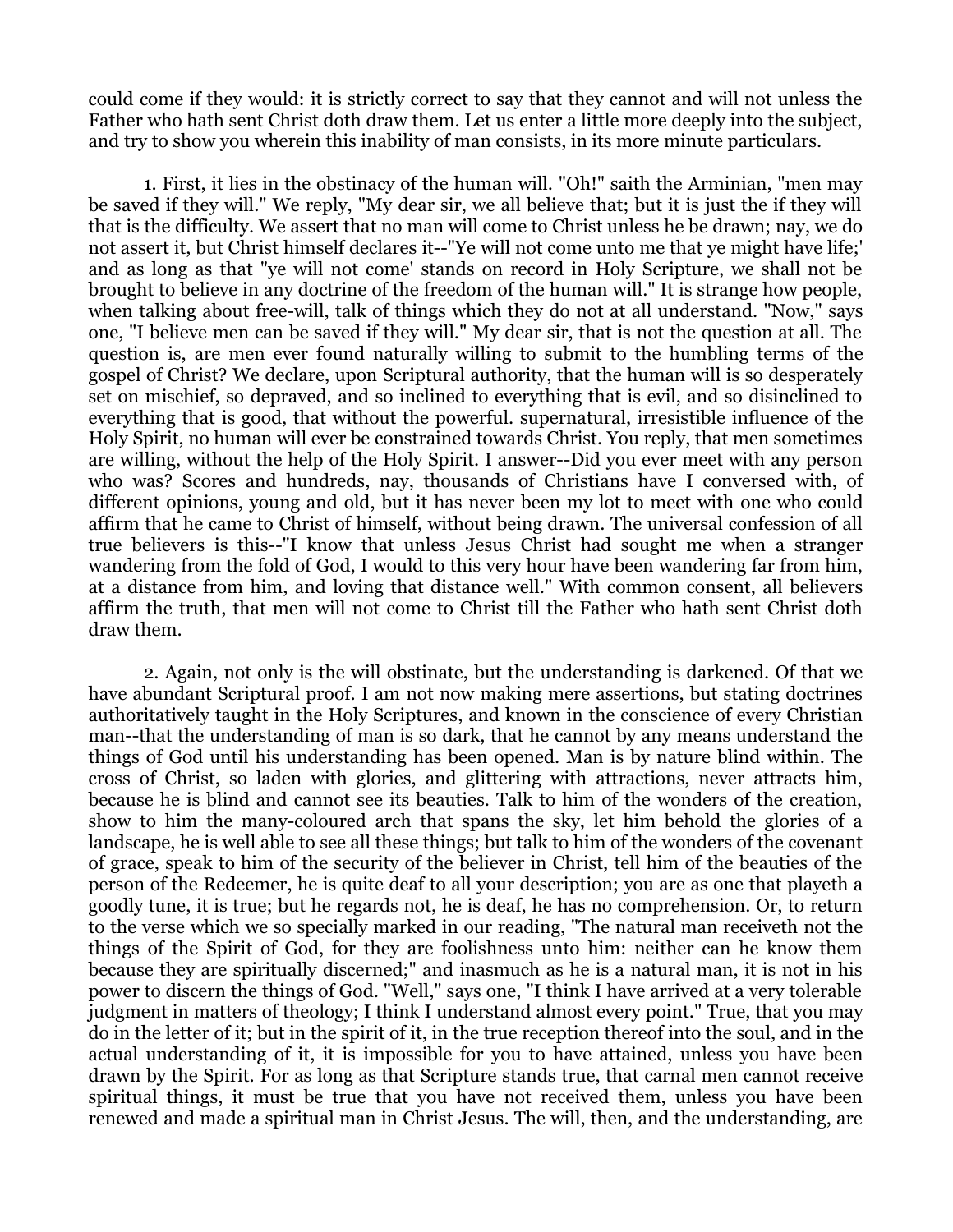could come if they would: it is strictly correct to say that they cannot and will not unless the Father who hath sent Christ doth draw them. Let us enter a little more deeply into the subject, and try to show you wherein this inability of man consists, in its more minute particulars.

1. First, it lies in the obstinacy of the human will. "Oh!" saith the Arminian, "men may be saved if they will." We reply, "My dear sir, we all believe that; but it is just the if they will that is the difficulty. We assert that no man will come to Christ unless he be drawn; nay, we do not assert it, but Christ himself declares it--"Ye will not come unto me that ye might have life;' and as long as that "ye will not come' stands on record in Holy Scripture, we shall not be brought to believe in any doctrine of the freedom of the human will." It is strange how people, when talking about free-will, talk of things which they do not at all understand. "Now," says one, "I believe men can be saved if they will." My dear sir, that is not the question at all. The question is, are men ever found naturally willing to submit to the humbling terms of the gospel of Christ? We declare, upon Scriptural authority, that the human will is so desperately set on mischief, so depraved, and so inclined to everything that is evil, and so disinclined to everything that is good, that without the powerful. supernatural, irresistible influence of the Holy Spirit, no human will ever be constrained towards Christ. You reply, that men sometimes are willing, without the help of the Holy Spirit. I answer--Did you ever meet with any person who was? Scores and hundreds, nay, thousands of Christians have I conversed with, of different opinions, young and old, but it has never been my lot to meet with one who could affirm that he came to Christ of himself, without being drawn. The universal confession of all true believers is this--"I know that unless Jesus Christ had sought me when a stranger wandering from the fold of God, I would to this very hour have been wandering far from him, at a distance from him, and loving that distance well." With common consent, all believers affirm the truth, that men will not come to Christ till the Father who hath sent Christ doth draw them.

2. Again, not only is the will obstinate, but the understanding is darkened. Of that we have abundant Scriptural proof. I am not now making mere assertions, but stating doctrines authoritatively taught in the Holy Scriptures, and known in the conscience of every Christian man--that the understanding of man is so dark, that he cannot by any means understand the things of God until his understanding has been opened. Man is by nature blind within. The cross of Christ, so laden with glories, and glittering with attractions, never attracts him, because he is blind and cannot see its beauties. Talk to him of the wonders of the creation, show to him the many-coloured arch that spans the sky, let him behold the glories of a landscape, he is well able to see all these things; but talk to him of the wonders of the covenant of grace, speak to him of the security of the believer in Christ, tell him of the beauties of the person of the Redeemer, he is quite deaf to all your description; you are as one that playeth a goodly tune, it is true; but he regards not, he is deaf, he has no comprehension. Or, to return to the verse which we so specially marked in our reading, "The natural man receiveth not the things of the Spirit of God, for they are foolishness unto him: neither can he know them because they are spiritually discerned;" and inasmuch as he is a natural man, it is not in his power to discern the things of God. "Well," says one, "I think I have arrived at a very tolerable judgment in matters of theology; I think I understand almost every point." True, that you may do in the letter of it; but in the spirit of it, in the true reception thereof into the soul, and in the actual understanding of it, it is impossible for you to have attained, unless you have been drawn by the Spirit. For as long as that Scripture stands true, that carnal men cannot receive spiritual things, it must be true that you have not received them, unless you have been renewed and made a spiritual man in Christ Jesus. The will, then, and the understanding, are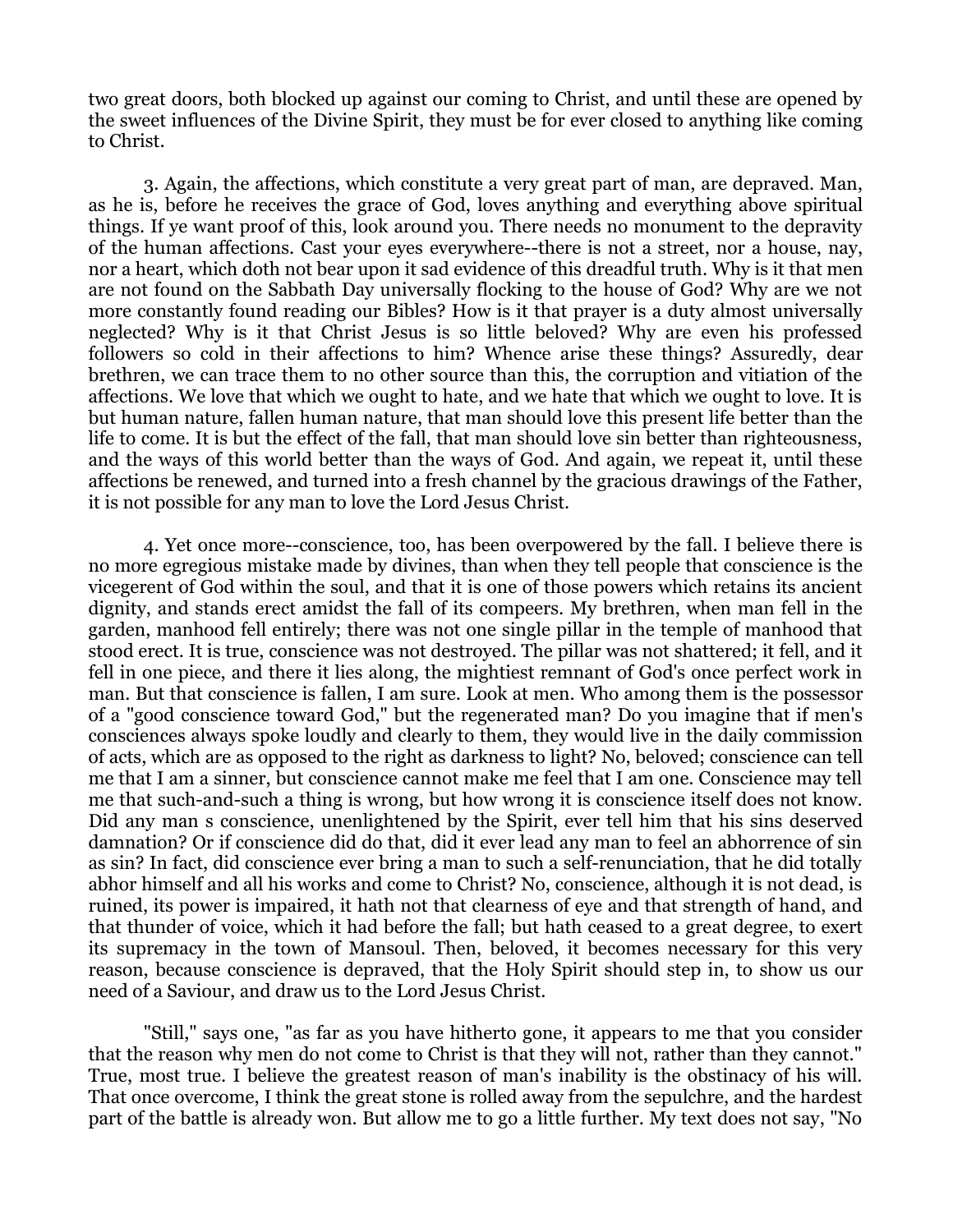two great doors, both blocked up against our coming to Christ, and until these are opened by the sweet influences of the Divine Spirit, they must be for ever closed to anything like coming to Christ.

3. Again, the affections, which constitute a very great part of man, are depraved. Man, as he is, before he receives the grace of God, loves anything and everything above spiritual things. If ye want proof of this, look around you. There needs no monument to the depravity of the human affections. Cast your eyes everywhere--there is not a street, nor a house, nay, nor a heart, which doth not bear upon it sad evidence of this dreadful truth. Why is it that men are not found on the Sabbath Day universally flocking to the house of God? Why are we not more constantly found reading our Bibles? How is it that prayer is a duty almost universally neglected? Why is it that Christ Jesus is so little beloved? Why are even his professed followers so cold in their affections to him? Whence arise these things? Assuredly, dear brethren, we can trace them to no other source than this, the corruption and vitiation of the affections. We love that which we ought to hate, and we hate that which we ought to love. It is but human nature, fallen human nature, that man should love this present life better than the life to come. It is but the effect of the fall, that man should love sin better than righteousness, and the ways of this world better than the ways of God. And again, we repeat it, until these affections be renewed, and turned into a fresh channel by the gracious drawings of the Father, it is not possible for any man to love the Lord Jesus Christ.

4. Yet once more--conscience, too, has been overpowered by the fall. I believe there is no more egregious mistake made by divines, than when they tell people that conscience is the vicegerent of God within the soul, and that it is one of those powers which retains its ancient dignity, and stands erect amidst the fall of its compeers. My brethren, when man fell in the garden, manhood fell entirely; there was not one single pillar in the temple of manhood that stood erect. It is true, conscience was not destroyed. The pillar was not shattered; it fell, and it fell in one piece, and there it lies along, the mightiest remnant of God's once perfect work in man. But that conscience is fallen, I am sure. Look at men. Who among them is the possessor of a "good conscience toward God," but the regenerated man? Do you imagine that if men's consciences always spoke loudly and clearly to them, they would live in the daily commission of acts, which are as opposed to the right as darkness to light? No, beloved; conscience can tell me that I am a sinner, but conscience cannot make me feel that I am one. Conscience may tell me that such-and-such a thing is wrong, but how wrong it is conscience itself does not know. Did any man s conscience, unenlightened by the Spirit, ever tell him that his sins deserved damnation? Or if conscience did do that, did it ever lead any man to feel an abhorrence of sin as sin? In fact, did conscience ever bring a man to such a self-renunciation, that he did totally abhor himself and all his works and come to Christ? No, conscience, although it is not dead, is ruined, its power is impaired, it hath not that clearness of eye and that strength of hand, and that thunder of voice, which it had before the fall; but hath ceased to a great degree, to exert its supremacy in the town of Mansoul. Then, beloved, it becomes necessary for this very reason, because conscience is depraved, that the Holy Spirit should step in, to show us our need of a Saviour, and draw us to the Lord Jesus Christ.

"Still," says one, "as far as you have hitherto gone, it appears to me that you consider that the reason why men do not come to Christ is that they will not, rather than they cannot." True, most true. I believe the greatest reason of man's inability is the obstinacy of his will. That once overcome, I think the great stone is rolled away from the sepulchre, and the hardest part of the battle is already won. But allow me to go a little further. My text does not say, "No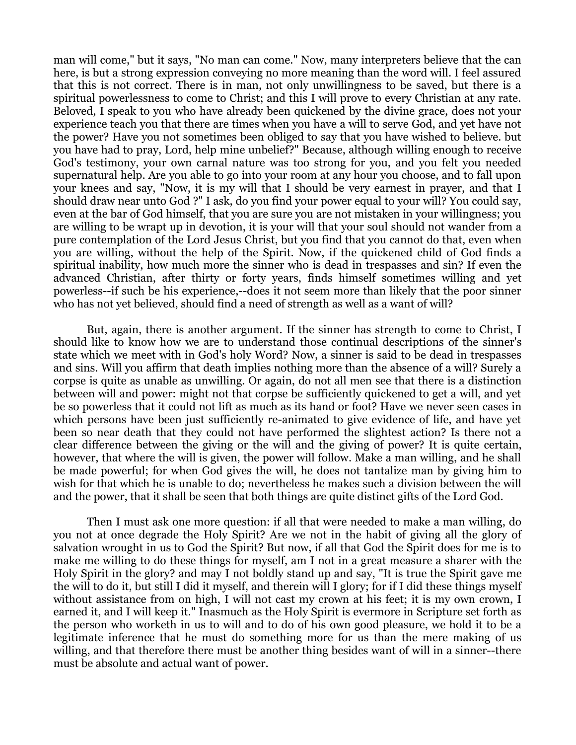man will come," but it says, "No man can come." Now, many interpreters believe that the can here, is but a strong expression conveying no more meaning than the word will. I feel assured that this is not correct. There is in man, not only unwillingness to be saved, but there is a spiritual powerlessness to come to Christ; and this I will prove to every Christian at any rate. Beloved, I speak to you who have already been quickened by the divine grace, does not your experience teach you that there are times when you have a will to serve God, and yet have not the power? Have you not sometimes been obliged to say that you have wished to believe. but you have had to pray, Lord, help mine unbelief?" Because, although willing enough to receive God's testimony, your own carnal nature was too strong for you, and you felt you needed supernatural help. Are you able to go into your room at any hour you choose, and to fall upon your knees and say, "Now, it is my will that I should be very earnest in prayer, and that I should draw near unto God ?" I ask, do you find your power equal to your will? You could say, even at the bar of God himself, that you are sure you are not mistaken in your willingness; you are willing to be wrapt up in devotion, it is your will that your soul should not wander from a pure contemplation of the Lord Jesus Christ, but you find that you cannot do that, even when you are willing, without the help of the Spirit. Now, if the quickened child of God finds a spiritual inability, how much more the sinner who is dead in trespasses and sin? If even the advanced Christian, after thirty or forty years, finds himself sometimes willing and yet powerless--if such be his experience,--does it not seem more than likely that the poor sinner who has not yet believed, should find a need of strength as well as a want of will?

But, again, there is another argument. If the sinner has strength to come to Christ, I should like to know how we are to understand those continual descriptions of the sinner's state which we meet with in God's holy Word? Now, a sinner is said to be dead in trespasses and sins. Will you affirm that death implies nothing more than the absence of a will? Surely a corpse is quite as unable as unwilling. Or again, do not all men see that there is a distinction between will and power: might not that corpse be sufficiently quickened to get a will, and yet be so powerless that it could not lift as much as its hand or foot? Have we never seen cases in which persons have been just sufficiently re-animated to give evidence of life, and have yet been so near death that they could not have performed the slightest action? Is there not a clear difference between the giving or the will and the giving of power? It is quite certain, however, that where the will is given, the power will follow. Make a man willing, and he shall be made powerful; for when God gives the will, he does not tantalize man by giving him to wish for that which he is unable to do; nevertheless he makes such a division between the will and the power, that it shall be seen that both things are quite distinct gifts of the Lord God.

Then I must ask one more question: if all that were needed to make a man willing, do you not at once degrade the Holy Spirit? Are we not in the habit of giving all the glory of salvation wrought in us to God the Spirit? But now, if all that God the Spirit does for me is to make me willing to do these things for myself, am I not in a great measure a sharer with the Holy Spirit in the glory? and may I not boldly stand up and say, "It is true the Spirit gave me the will to do it, but still I did it myself, and therein will I glory; for if I did these things myself without assistance from on high, I will not cast my crown at his feet; it is my own crown, I earned it, and I will keep it." Inasmuch as the Holy Spirit is evermore in Scripture set forth as the person who worketh in us to will and to do of his own good pleasure, we hold it to be a legitimate inference that he must do something more for us than the mere making of us willing, and that therefore there must be another thing besides want of will in a sinner--there must be absolute and actual want of power.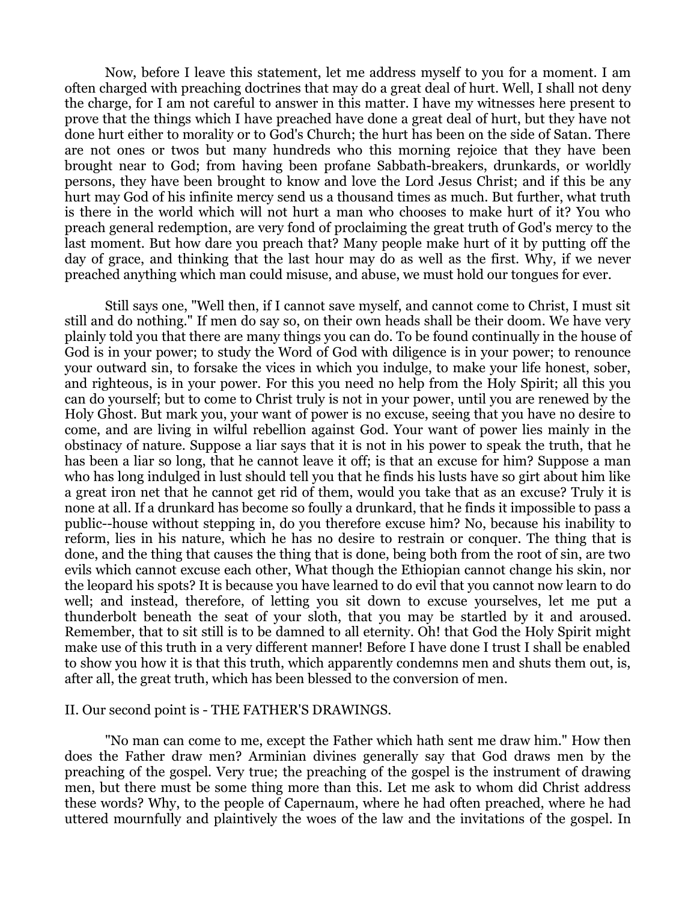Now, before I leave this statement, let me address myself to you for a moment. I am often charged with preaching doctrines that may do a great deal of hurt. Well, I shall not deny the charge, for I am not careful to answer in this matter. I have my witnesses here present to prove that the things which I have preached have done a great deal of hurt, but they have not done hurt either to morality or to God's Church; the hurt has been on the side of Satan. There are not ones or twos but many hundreds who this morning rejoice that they have been brought near to God; from having been profane Sabbath-breakers, drunkards, or worldly persons, they have been brought to know and love the Lord Jesus Christ; and if this be any hurt may God of his infinite mercy send us a thousand times as much. But further, what truth is there in the world which will not hurt a man who chooses to make hurt of it? You who preach general redemption, are very fond of proclaiming the great truth of God's mercy to the last moment. But how dare you preach that? Many people make hurt of it by putting off the day of grace, and thinking that the last hour may do as well as the first. Why, if we never preached anything which man could misuse, and abuse, we must hold our tongues for ever.

Still says one, "Well then, if I cannot save myself, and cannot come to Christ, I must sit still and do nothing." If men do say so, on their own heads shall be their doom. We have very plainly told you that there are many things you can do. To be found continually in the house of God is in your power; to study the Word of God with diligence is in your power; to renounce your outward sin, to forsake the vices in which you indulge, to make your life honest, sober, and righteous, is in your power. For this you need no help from the Holy Spirit; all this you can do yourself; but to come to Christ truly is not in your power, until you are renewed by the Holy Ghost. But mark you, your want of power is no excuse, seeing that you have no desire to come, and are living in wilful rebellion against God. Your want of power lies mainly in the obstinacy of nature. Suppose a liar says that it is not in his power to speak the truth, that he has been a liar so long, that he cannot leave it off; is that an excuse for him? Suppose a man who has long indulged in lust should tell you that he finds his lusts have so girt about him like a great iron net that he cannot get rid of them, would you take that as an excuse? Truly it is none at all. If a drunkard has become so foully a drunkard, that he finds it impossible to pass a public--house without stepping in, do you therefore excuse him? No, because his inability to reform, lies in his nature, which he has no desire to restrain or conquer. The thing that is done, and the thing that causes the thing that is done, being both from the root of sin, are two evils which cannot excuse each other, What though the Ethiopian cannot change his skin, nor the leopard his spots? It is because you have learned to do evil that you cannot now learn to do well; and instead, therefore, of letting you sit down to excuse yourselves, let me put a thunderbolt beneath the seat of your sloth, that you may be startled by it and aroused. Remember, that to sit still is to be damned to all eternity. Oh! that God the Holy Spirit might make use of this truth in a very different manner! Before I have done I trust I shall be enabled to show you how it is that this truth, which apparently condemns men and shuts them out, is, after all, the great truth, which has been blessed to the conversion of men.

## II. Our second point is - THE FATHER'S DRAWINGS.

"No man can come to me, except the Father which hath sent me draw him." How then does the Father draw men? Arminian divines generally say that God draws men by the preaching of the gospel. Very true; the preaching of the gospel is the instrument of drawing men, but there must be some thing more than this. Let me ask to whom did Christ address these words? Why, to the people of Capernaum, where he had often preached, where he had uttered mournfully and plaintively the woes of the law and the invitations of the gospel. In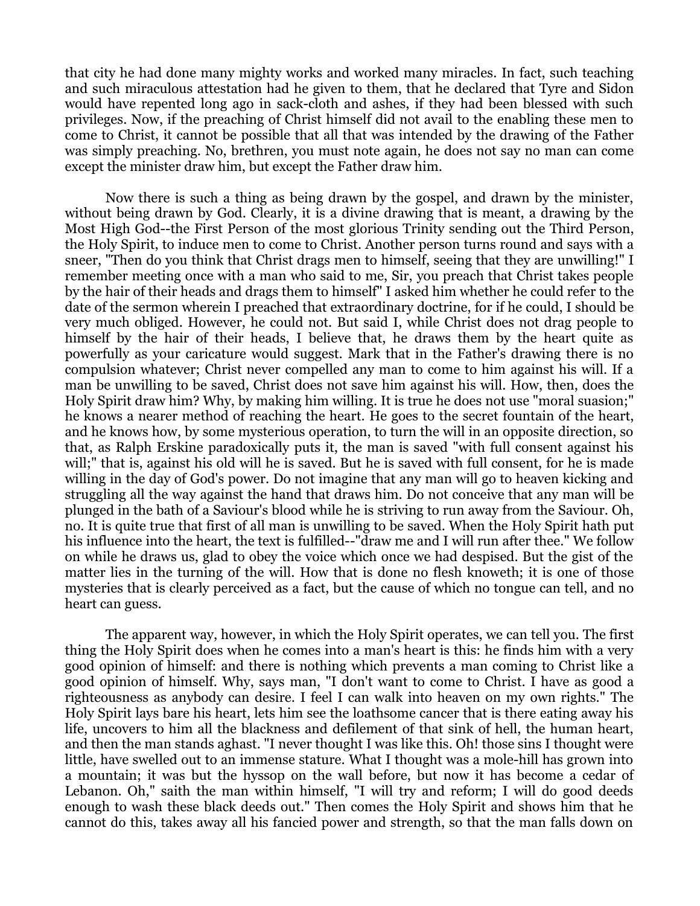that city he had done many mighty works and worked many miracles. In fact, such teaching and such miraculous attestation had he given to them, that he declared that Tyre and Sidon would have repented long ago in sack-cloth and ashes, if they had been blessed with such privileges. Now, if the preaching of Christ himself did not avail to the enabling these men to come to Christ, it cannot be possible that all that was intended by the drawing of the Father was simply preaching. No, brethren, you must note again, he does not say no man can come except the minister draw him, but except the Father draw him.

Now there is such a thing as being drawn by the gospel, and drawn by the minister, without being drawn by God. Clearly, it is a divine drawing that is meant, a drawing by the Most High God--the First Person of the most glorious Trinity sending out the Third Person, the Holy Spirit, to induce men to come to Christ. Another person turns round and says with a sneer, "Then do you think that Christ drags men to himself, seeing that they are unwilling!" I remember meeting once with a man who said to me, Sir, you preach that Christ takes people by the hair of their heads and drags them to himself" I asked him whether he could refer to the date of the sermon wherein I preached that extraordinary doctrine, for if he could, I should be very much obliged. However, he could not. But said I, while Christ does not drag people to himself by the hair of their heads, I believe that, he draws them by the heart quite as powerfully as your caricature would suggest. Mark that in the Father's drawing there is no compulsion whatever; Christ never compelled any man to come to him against his will. If a man be unwilling to be saved, Christ does not save him against his will. How, then, does the Holy Spirit draw him? Why, by making him willing. It is true he does not use "moral suasion;" he knows a nearer method of reaching the heart. He goes to the secret fountain of the heart, and he knows how, by some mysterious operation, to turn the will in an opposite direction, so that, as Ralph Erskine paradoxically puts it, the man is saved "with full consent against his will;" that is, against his old will he is saved. But he is saved with full consent, for he is made willing in the day of God's power. Do not imagine that any man will go to heaven kicking and struggling all the way against the hand that draws him. Do not conceive that any man will be plunged in the bath of a Saviour's blood while he is striving to run away from the Saviour. Oh, no. It is quite true that first of all man is unwilling to be saved. When the Holy Spirit hath put his influence into the heart, the text is fulfilled--"draw me and I will run after thee." We follow on while he draws us, glad to obey the voice which once we had despised. But the gist of the matter lies in the turning of the will. How that is done no flesh knoweth; it is one of those mysteries that is clearly perceived as a fact, but the cause of which no tongue can tell, and no heart can guess.

The apparent way, however, in which the Holy Spirit operates, we can tell you. The first thing the Holy Spirit does when he comes into a man's heart is this: he finds him with a very good opinion of himself: and there is nothing which prevents a man coming to Christ like a good opinion of himself. Why, says man, "I don't want to come to Christ. I have as good a righteousness as anybody can desire. I feel I can walk into heaven on my own rights." The Holy Spirit lays bare his heart, lets him see the loathsome cancer that is there eating away his life, uncovers to him all the blackness and defilement of that sink of hell, the human heart, and then the man stands aghast. "I never thought I was like this. Oh! those sins I thought were little, have swelled out to an immense stature. What I thought was a mole-hill has grown into a mountain; it was but the hyssop on the wall before, but now it has become a cedar of Lebanon. Oh," saith the man within himself, "I will try and reform; I will do good deeds enough to wash these black deeds out." Then comes the Holy Spirit and shows him that he cannot do this, takes away all his fancied power and strength, so that the man falls down on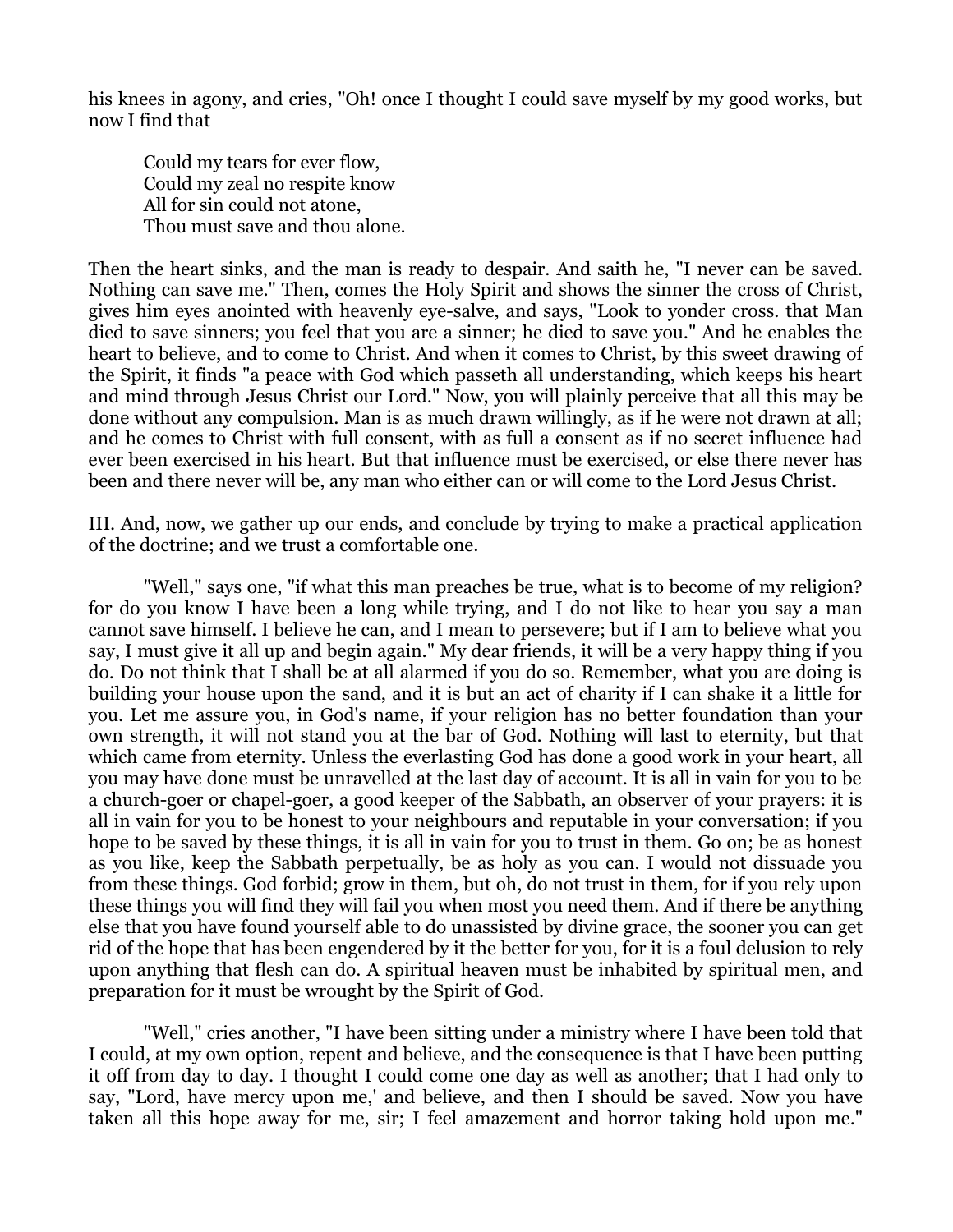his knees in agony, and cries, "Oh! once I thought I could save myself by my good works, but now I find that

> Could my tears for ever flow,
> Could my zeal no respite know
> All for sin could not atone,
> Thou must save and thou alone.

Then the heart sinks, and the man is ready to despair. And saith he, "I never can be saved. Nothing can save me." Then, comes the Holy Spirit and shows the sinner the cross of Christ, gives him eyes anointed with heavenly eye-salve, and says, "Look to yonder cross. that Man died to save sinners; you feel that you are a sinner; he died to save you." And he enables the heart to believe, and to come to Christ. And when it comes to Christ, by this sweet drawing of the Spirit, it finds "a peace with God which passeth all understanding, which keeps his heart and mind through Jesus Christ our Lord." Now, you will plainly perceive that all this may be done without any compulsion. Man is as much drawn willingly, as if he were not drawn at all; and he comes to Christ with full consent, with as full a consent as if no secret influence had ever been exercised in his heart. But that influence must be exercised, or else there never has been and there never will be, any man who either can or will come to the Lord Jesus Christ.

III. And, now, we gather up our ends, and conclude by trying to make a practical application of the doctrine; and we trust a comfortable one.

"Well," says one, "if what this man preaches be true, what is to become of my religion? for do you know I have been a long while trying, and I do not like to hear you say a man cannot save himself. I believe he can, and I mean to persevere; but if I am to believe what you say, I must give it all up and begin again." My dear friends, it will be a very happy thing if you do. Do not think that I shall be at all alarmed if you do so. Remember, what you are doing is building your house upon the sand, and it is but an act of charity if I can shake it a little for you. Let me assure you, in God's name, if your religion has no better foundation than your own strength, it will not stand you at the bar of God. Nothing will last to eternity, but that which came from eternity. Unless the everlasting God has done a good work in your heart, all you may have done must be unravelled at the last day of account. It is all in vain for you to be a church-goer or chapel-goer, a good keeper of the Sabbath, an observer of your prayers: it is all in vain for you to be honest to your neighbours and reputable in your conversation; if you hope to be saved by these things, it is all in vain for you to trust in them. Go on; be as honest as you like, keep the Sabbath perpetually, be as holy as you can. I would not dissuade you from these things. God forbid; grow in them, but oh, do not trust in them, for if you rely upon these things you will find they will fail you when most you need them. And if there be anything else that you have found yourself able to do unassisted by divine grace, the sooner you can get rid of the hope that has been engendered by it the better for you, for it is a foul delusion to rely upon anything that flesh can do. A spiritual heaven must be inhabited by spiritual men, and preparation for it must be wrought by the Spirit of God.

"Well," cries another, "I have been sitting under a ministry where I have been told that I could, at my own option, repent and believe, and the consequence is that I have been putting it off from day to day. I thought I could come one day as well as another; that I had only to say, "Lord, have mercy upon me,' and believe, and then I should be saved. Now you have taken all this hope away for me, sir; I feel amazement and horror taking hold upon me."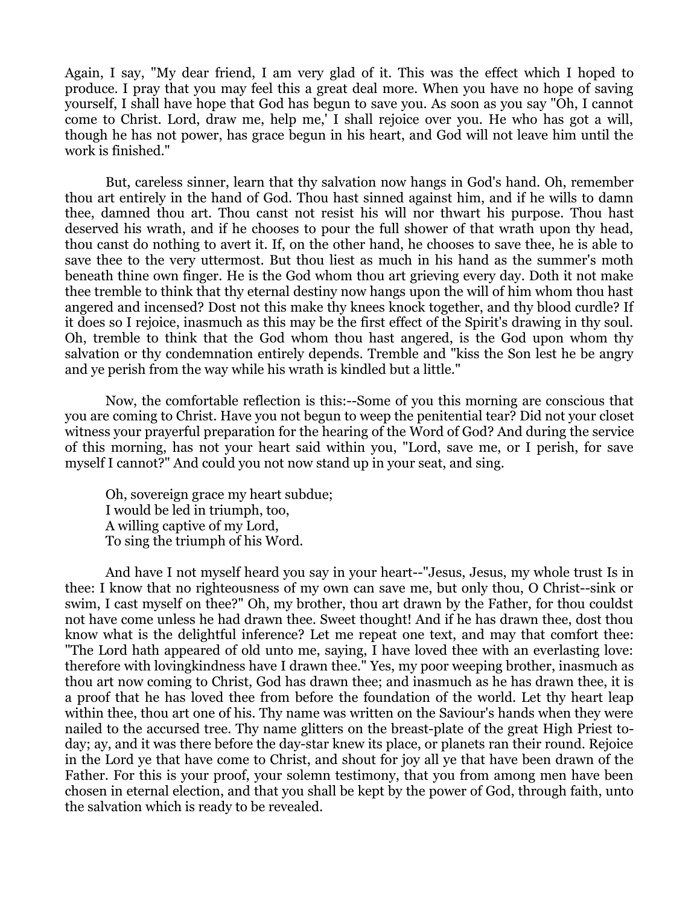Again, I say, "My dear friend, I am very glad of it. This was the effect which I hoped to produce. I pray that you may feel this a great deal more. When you have no hope of saving yourself, I shall have hope that God has begun to save you. As soon as you say "Oh, I cannot come to Christ. Lord, draw me, help me,' I shall rejoice over you. He who has got a will, though he has not power, has grace begun in his heart, and God will not leave him until the work is finished."

But, careless sinner, learn that thy salvation now hangs in God's hand. Oh, remember thou art entirely in the hand of God. Thou hast sinned against him, and if he wills to damn thee, damned thou art. Thou canst not resist his will nor thwart his purpose. Thou hast deserved his wrath, and if he chooses to pour the full shower of that wrath upon thy head, thou canst do nothing to avert it. If, on the other hand, he chooses to save thee, he is able to save thee to the very uttermost. But thou liest as much in his hand as the summer's moth beneath thine own finger. He is the God whom thou art grieving every day. Doth it not make thee tremble to think that thy eternal destiny now hangs upon the will of him whom thou hast angered and incensed? Dost not this make thy knees knock together, and thy blood curdle? If it does so I rejoice, inasmuch as this may be the first effect of the Spirit's drawing in thy soul. Oh, tremble to think that the God whom thou hast angered, is the God upon whom thy salvation or thy condemnation entirely depends. Tremble and "kiss the Son lest he be angry and ye perish from the way while his wrath is kindled but a little."

Now, the comfortable reflection is this:--Some of you this morning are conscious that you are coming to Christ. Have you not begun to weep the penitential tear? Did not your closet witness your prayerful preparation for the hearing of the Word of God? And during the service of this morning, has not your heart said within you, "Lord, save me, or I perish, for save myself I cannot?" And could you not now stand up in your seat, and sing.

Oh, sovereign grace my heart subdue;
I would be led in triumph, too,
A willing captive of my Lord,
To sing the triumph of his Word.

And have I not myself heard you say in your heart--"Jesus, Jesus, my whole trust Is in thee: I know that no righteousness of my own can save me, but only thou, O Christ--sink or swim, I cast myself on thee?" Oh, my brother, thou art drawn by the Father, for thou couldst not have come unless he had drawn thee. Sweet thought! And if he has drawn thee, dost thou know what is the delightful inference? Let me repeat one text, and may that comfort thee: "The Lord hath appeared of old unto me, saying, I have loved thee with an everlasting love: therefore with lovingkindness have I drawn thee." Yes, my poor weeping brother, inasmuch as thou art now coming to Christ, God has drawn thee; and inasmuch as he has drawn thee, it is a proof that he has loved thee from before the foundation of the world. Let thy heart leap within thee, thou art one of his. Thy name was written on the Saviour's hands when they were nailed to the accursed tree. Thy name glitters on the breast-plate of the great High Priest to-day; ay, and it was there before the day-star knew its place, or planets ran their round. Rejoice in the Lord ye that have come to Christ, and shout for joy all ye that have been drawn of the Father. For this is your proof, your solemn testimony, that you from among men have been chosen in eternal election, and that you shall be kept by the power of God, through faith, unto the salvation which is ready to be revealed.